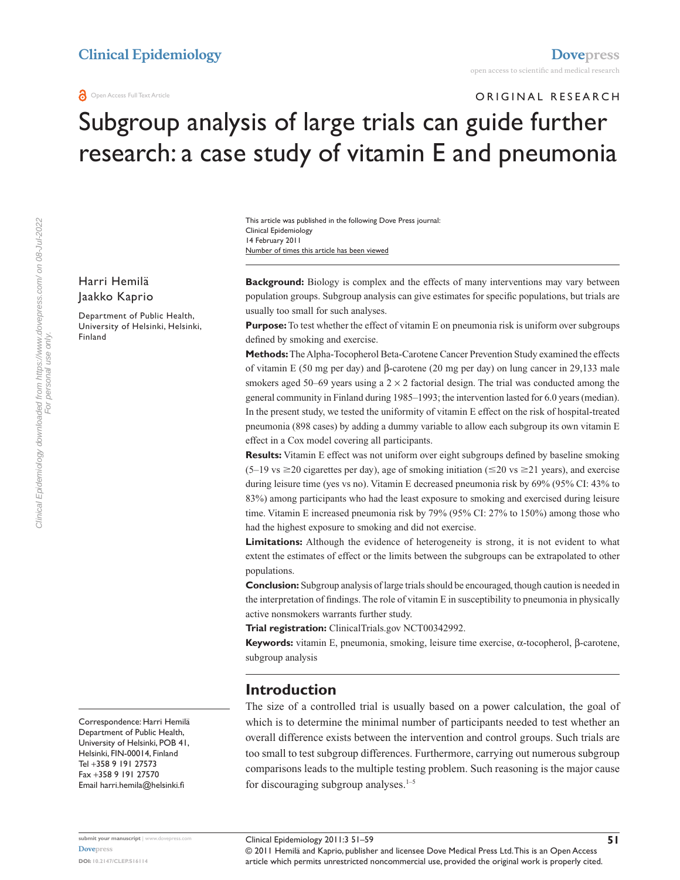ORIGINAL RESEARCH

# Subgroup analysis of large trials can guide further research: a case study of vitamin E and pneumonia

This article was published in the following Dove Press journal:
Clinical Epidemiology
14 February 2011
Number of times this article has been viewed

Harri Hemilä
Jaakko Kaprio

Department of Public Health, University of Helsinki, Helsinki, Finland

**Background:** Biology is complex and the effects of many interventions may vary between population groups. Subgroup analysis can give estimates for specific populations, but trials are usually too small for such analyses.

**Purpose:** To test whether the effect of vitamin E on pneumonia risk is uniform over subgroups defined by smoking and exercise.

**Methods:** The Alpha-Tocopherol Beta-Carotene Cancer Prevention Study examined the effects of vitamin E (50 mg per day) and β-carotene (20 mg per day) on lung cancer in 29,133 male smokers aged 50–69 years using a 2 × 2 factorial design. The trial was conducted among the general community in Finland during 1985–1993; the intervention lasted for 6.0 years (median). In the present study, we tested the uniformity of vitamin E effect on the risk of hospital-treated pneumonia (898 cases) by adding a dummy variable to allow each subgroup its own vitamin E effect in a Cox model covering all participants.

**Results:** Vitamin E effect was not uniform over eight subgroups defined by baseline smoking (5–19 vs ≥20 cigarettes per day), age of smoking initiation (≤20 vs ≥21 years), and exercise during leisure time (yes vs no). Vitamin E decreased pneumonia risk by 69% (95% CI: 43% to 83%) among participants who had the least exposure to smoking and exercised during leisure time. Vitamin E increased pneumonia risk by 79% (95% CI: 27% to 150%) among those who had the highest exposure to smoking and did not exercise.

**Limitations:** Although the evidence of heterogeneity is strong, it is not evident to what extent the estimates of effect or the limits between the subgroups can be extrapolated to other populations.

**Conclusion:** Subgroup analysis of large trials should be encouraged, though caution is needed in the interpretation of findings. The role of vitamin E in susceptibility to pneumonia in physically active nonsmokers warrants further study.

**Trial registration:** ClinicalTrials.gov NCT00342992.

**Keywords:** vitamin E, pneumonia, smoking, leisure time exercise, α-tocopherol, β-carotene, subgroup analysis

## Introduction

The size of a controlled trial is usually based on a power calculation, the goal of which is to determine the minimal number of participants needed to test whether an overall difference exists between the intervention and control groups. Such trials are too small to test subgroup differences. Furthermore, carrying out numerous subgroup comparisons leads to the multiple testing problem. Such reasoning is the major cause for discouraging subgroup analyses.[1–5]

Correspondence: Harri Hemilä
Department of Public Health, University of Helsinki, POB 41, Helsinki, FIN-00014, Finland
Tel +358 9 191 27573
Fax +358 9 191 27570
Email harri.hemila@helsinki.fi

© 2011 Hemilä and Kaprio, publisher and licensee Dove Medical Press Ltd. This is an Open Access article which permits unrestricted noncommercial use, provided the original work is properly cited.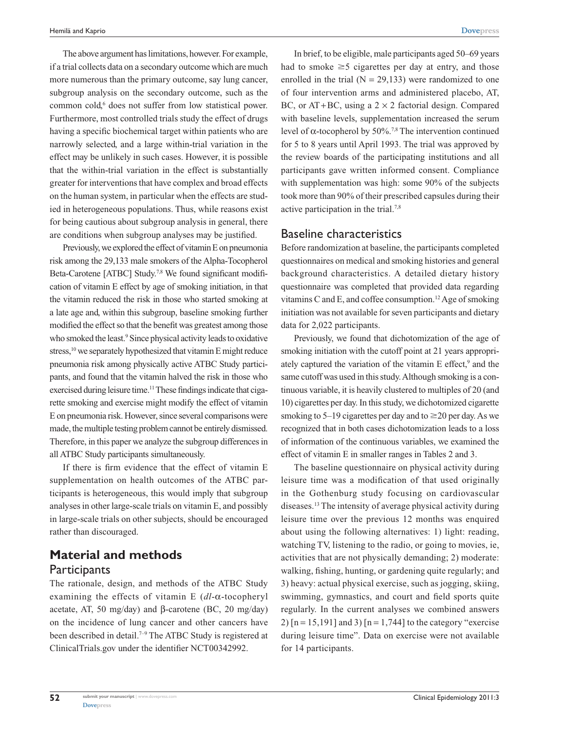The above argument has limitations, however. For example, if a trial collects data on a secondary outcome which are much more numerous than the primary outcome, say lung cancer, subgroup analysis on the secondary outcome, such as the common cold,[6] does not suffer from low statistical power. Furthermore, most controlled trials study the effect of drugs having a specific biochemical target within patients who are narrowly selected, and a large within-trial variation in the effect may be unlikely in such cases. However, it is possible that the within-trial variation in the effect is substantially greater for interventions that have complex and broad effects on the human system, in particular when the effects are studied in heterogeneous populations. Thus, while reasons exist for being cautious about subgroup analysis in general, there are conditions when subgroup analyses may be justified.

Previously, we explored the effect of vitamin E on pneumonia risk among the 29,133 male smokers of the Alpha-Tocopherol Beta-Carotene [ATBC] Study.[7,8] We found significant modification of vitamin E effect by age of smoking initiation, in that the vitamin reduced the risk in those who started smoking at a late age and, within this subgroup, baseline smoking further modified the effect so that the benefit was greatest among those who smoked the least.[9] Since physical activity leads to oxidative stress,[10] we separately hypothesized that vitamin E might reduce pneumonia risk among physically active ATBC Study participants, and found that the vitamin halved the risk in those who exercised during leisure time.[11] These findings indicate that cigarette smoking and exercise might modify the effect of vitamin E on pneumonia risk. However, since several comparisons were made, the multiple testing problem cannot be entirely dismissed. Therefore, in this paper we analyze the subgroup differences in all ATBC Study participants simultaneously.

If there is firm evidence that the effect of vitamin E supplementation on health outcomes of the ATBC participants is heterogeneous, this would imply that subgroup analyses in other large-scale trials on vitamin E, and possibly in large-scale trials on other subjects, should be encouraged rather than discouraged.

# Material and methods

## Participants

The rationale, design, and methods of the ATBC Study examining the effects of vitamin E (*dl*-α-tocopheryl acetate, AT, 50 mg/day) and β-carotene (BC, 20 mg/day) on the incidence of lung cancer and other cancers have been described in detail.[7–9] The ATBC Study is registered at ClinicalTrials.gov under the identifier NCT00342992.

In brief, to be eligible, male participants aged 50–69 years had to smoke ≥5 cigarettes per day at entry, and those enrolled in the trial (N = 29,133) were randomized to one of four intervention arms and administered placebo, AT, BC, or AT+BC, using a 2 × 2 factorial design. Compared with baseline levels, supplementation increased the serum level of α-tocopherol by 50%.[7,8] The intervention continued for 5 to 8 years until April 1993. The trial was approved by the review boards of the participating institutions and all participants gave written informed consent. Compliance with supplementation was high: some 90% of the subjects took more than 90% of their prescribed capsules during their active participation in the trial.[7,8]

## Baseline characteristics

Before randomization at baseline, the participants completed questionnaires on medical and smoking histories and general background characteristics. A detailed dietary history questionnaire was completed that provided data regarding vitamins C and E, and coffee consumption.[12] Age of smoking initiation was not available for seven participants and dietary data for 2,022 participants.

Previously, we found that dichotomization of the age of smoking initiation with the cutoff point at 21 years appropriately captured the variation of the vitamin E effect,[9] and the same cutoff was used in this study. Although smoking is a continuous variable, it is heavily clustered to multiples of 20 (and 10) cigarettes per day. In this study, we dichotomized cigarette smoking to 5–19 cigarettes per day and to ≥20 per day. As we recognized that in both cases dichotomization leads to a loss of information of the continuous variables, we examined the effect of vitamin E in smaller ranges in Tables 2 and 3.

The baseline questionnaire on physical activity during leisure time was a modification of that used originally in the Gothenburg study focusing on cardiovascular diseases.[13] The intensity of average physical activity during leisure time over the previous 12 months was enquired about using the following alternatives: 1) light: reading, watching TV, listening to the radio, or going to movies, ie, activities that are not physically demanding; 2) moderate: walking, fishing, hunting, or gardening quite regularly; and 3) heavy: actual physical exercise, such as jogging, skiing, swimming, gymnastics, and court and field sports quite regularly. In the current analyses we combined answers 2) [n = 15,191] and 3) [n = 1,744] to the category "exercise during leisure time". Data on exercise were not available for 14 participants.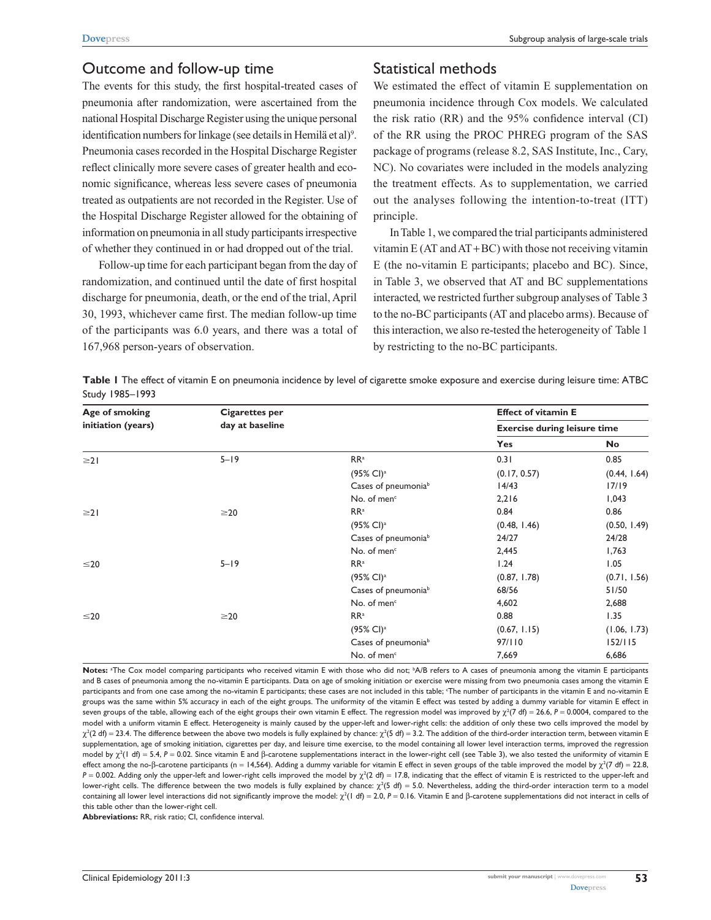## Outcome and follow-up time

The events for this study, the first hospital-treated cases of pneumonia after randomization, were ascertained from the national Hospital Discharge Register using the unique personal identification numbers for linkage (see details in Hemilä et al)[9]. Pneumonia cases recorded in the Hospital Discharge Register reflect clinically more severe cases of greater health and economic significance, whereas less severe cases of pneumonia treated as outpatients are not recorded in the Register. Use of the Hospital Discharge Register allowed for the obtaining of information on pneumonia in all study participants irrespective of whether they continued in or had dropped out of the trial.

Follow-up time for each participant began from the day of randomization, and continued until the date of first hospital discharge for pneumonia, death, or the end of the trial, April 30, 1993, whichever came first. The median follow-up time of the participants was 6.0 years, and there was a total of 167,968 person-years of observation.

## Statistical methods

We estimated the effect of vitamin E supplementation on pneumonia incidence through Cox models. We calculated the risk ratio (RR) and the 95% confidence interval (CI) of the RR using the PROC PHREG program of the SAS package of programs (release 8.2, SAS Institute, Inc., Cary, NC). No covariates were included in the models analyzing the treatment effects. As to supplementation, we carried out the analyses following the intention-to-treat (ITT) principle.

In Table 1, we compared the trial participants administered vitamin E (AT and AT+BC) with those not receiving vitamin E (the no-vitamin E participants; placebo and BC). Since, in Table 3, we observed that AT and BC supplementations interacted, we restricted further subgroup analyses of Table 3 to the no-BC participants (AT and placebo arms). Because of this interaction, we also re-tested the heterogeneity of Table 1 by restricting to the no-BC participants.

**Table 1** The effect of vitamin E on pneumonia incidence by level of cigarette smoke exposure and exercise during leisure time: ATBC Study 1985–1993

| Age of smoking initiation (years) | Cigarettes per day at baseline | | Effect of vitamin E: Exercise during leisure time – Yes | Effect of vitamin E: Exercise during leisure time – No |
|---|---|---|---|---|
| ≥21 | 5–19 | RR[a] | 0.31 | 0.85 |
| | | (95% CI)[a] | (0.17, 0.57) | (0.44, 1.64) |
| | | Cases of pneumonia[b] | 14/43 | 17/19 |
| | | No. of men[c] | 2,216 | 1,043 |
| ≥21 | ≥20 | RR[a] | 0.84 | 0.86 |
| | | (95% CI)[a] | (0.48, 1.46) | (0.50, 1.49) |
| | | Cases of pneumonia[b] | 24/27 | 24/28 |
| | | No. of men[c] | 2,445 | 1,763 |
| ≤20 | 5–19 | RR[a] | 1.24 | 1.05 |
| | | (95% CI)[a] | (0.87, 1.78) | (0.71, 1.56) |
| | | Cases of pneumonia[b] | 68/56 | 51/50 |
| | | No. of men[c] | 4,602 | 2,688 |
| ≤20 | ≥20 | RR[a] | 0.88 | 1.35 |
| | | (95% CI)[a] | (0.67, 1.15) | (1.06, 1.73) |
| | | Cases of pneumonia[b] | 97/110 | 152/115 |
| | | No. of men[c] | 7,669 | 6,686 |

**Notes:** [a]The Cox model comparing participants who received vitamin E with those who did not; [b]A/B refers to A cases of pneumonia among the vitamin E participants and B cases of pneumonia among the no-vitamin E participants. Data on age of smoking initiation or exercise were missing from two pneumonia cases among the vitamin E participants and from one case among the no-vitamin E participants; these cases are not included in this table; [c]The number of participants in the vitamin E and no-vitamin E groups was the same within 5% accuracy in each of the eight groups. The uniformity of the vitamin E effect was tested by adding a dummy variable for vitamin E effect in seven groups of the table, allowing each of the eight groups their own vitamin E effect. The regression model was improved by $\chi^2$(7 df) = 26.6, $P = 0.0004$, compared to the model with a uniform vitamin E effect. Heterogeneity is mainly caused by the upper-left and lower-right cells: the addition of only these two cells improved the model by $\chi^2$(2 df) = 23.4. The difference between the above two models is fully explained by chance: $\chi^2$(5 df) = 3.2. The addition of the third-order interaction term, between vitamin E supplementation, age of smoking initiation, cigarettes per day, and leisure time exercise, to the model containing all lower level interaction terms, improved the regression model by $\chi^2$(1 df) = 5.4, $P = 0.02$. Since vitamin E and β-carotene supplementations interact in the lower-right cell (see Table 3), we also tested the uniformity of vitamin E effect among the no-β-carotene participants (n = 14,564). Adding a dummy variable for vitamin E effect in seven groups of the table improved the model by $\chi^2$(7 df) = 22.8, $P = 0.002$. Adding only the upper-left and lower-right cells improved the model by $\chi^2$(2 df) = 17.8, indicating that the effect of vitamin E is restricted to the upper-left and lower-right cells. The difference between the two models is fully explained by chance: $\chi^2$(5 df) = 5.0. Nevertheless, adding the third-order interaction term to a model containing all lower level interactions did not significantly improve the model: $\chi^2$(1 df) = 2.0, $P = 0.16$. Vitamin E and β-carotene supplementations did not interact in cells of this table other than the lower-right cell.

**Abbreviations:** RR, risk ratio; CI, confidence interval.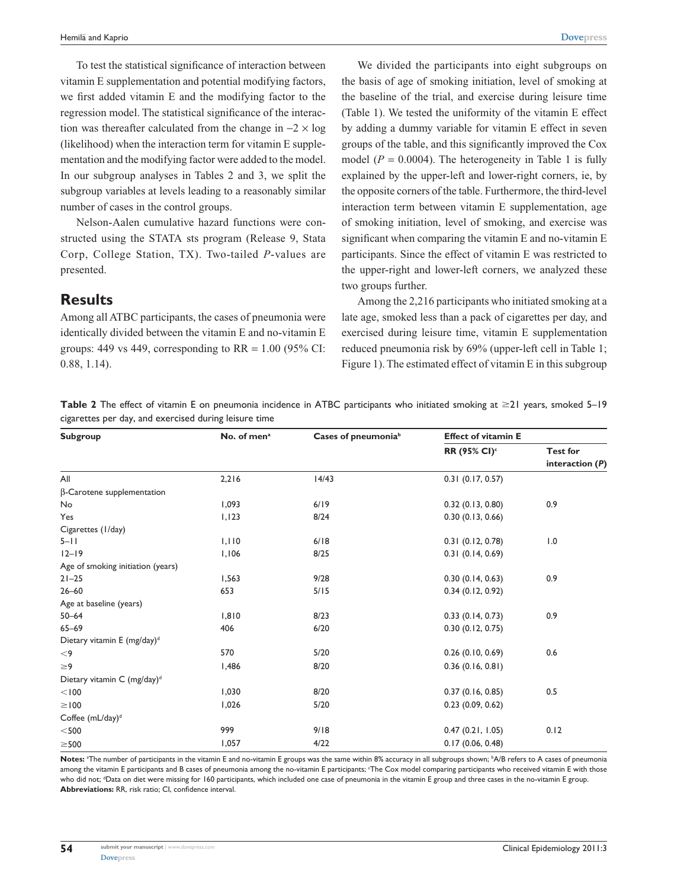To test the statistical significance of interaction between vitamin E supplementation and potential modifying factors, we first added vitamin E and the modifying factor to the regression model. The statistical significance of the interaction was thereafter calculated from the change in $-2 \times \log$ (likelihood) when the interaction term for vitamin E supplementation and the modifying factor were added to the model. In our subgroup analyses in Tables 2 and 3, we split the subgroup variables at levels leading to a reasonably similar number of cases in the control groups.

Nelson-Aalen cumulative hazard functions were constructed using the STATA sts program (Release 9, Stata Corp, College Station, TX). Two-tailed *P*-values are presented.

## Results

Among all ATBC participants, the cases of pneumonia were identically divided between the vitamin E and no-vitamin E groups: 449 vs 449, corresponding to RR = 1.00 (95% CI: 0.88, 1.14).

We divided the participants into eight subgroups on the basis of age of smoking initiation, level of smoking at the baseline of the trial, and exercise during leisure time (Table 1). We tested the uniformity of the vitamin E effect by adding a dummy variable for vitamin E effect in seven groups of the table, and this significantly improved the Cox model ($P = 0.0004$). The heterogeneity in Table 1 is fully explained by the upper-left and lower-right corners, ie, by the opposite corners of the table. Furthermore, the third-level interaction term between vitamin E supplementation, age of smoking initiation, level of smoking, and exercise was significant when comparing the vitamin E and no-vitamin E participants. Since the effect of vitamin E was restricted to the upper-right and lower-left corners, we analyzed these two groups further.

Among the 2,216 participants who initiated smoking at a late age, smoked less than a pack of cigarettes per day, and exercised during leisure time, vitamin E supplementation reduced pneumonia risk by 69% (upper-left cell in Table 1; Figure 1). The estimated effect of vitamin E in this subgroup

**Table 2** The effect of vitamin E on pneumonia incidence in ATBC participants who initiated smoking at ≥21 years, smoked 5–19 cigarettes per day, and exercised during leisure time

| Subgroup | No. of men[a] | Cases of pneumonia[b] | Effect of vitamin E | |
|---|---|---|---|---|
| | | | RR (95% CI)[c] | Test for interaction (*P*) |
| All | 2,216 | 14/43 | 0.31 (0.17, 0.57) | |
| β-Carotene supplementation | | | | |
| No | 1,093 | 6/19 | 0.32 (0.13, 0.80) | 0.9 |
| Yes | 1,123 | 8/24 | 0.30 (0.13, 0.66) | |
| Cigarettes (1/day) | | | | |
| 5–11 | 1,110 | 6/18 | 0.31 (0.12, 0.78) | 1.0 |
| 12–19 | 1,106 | 8/25 | 0.31 (0.14, 0.69) | |
| Age of smoking initiation (years) | | | | |
| 21–25 | 1,563 | 9/28 | 0.30 (0.14, 0.63) | 0.9 |
| 26–60 | 653 | 5/15 | 0.34 (0.12, 0.92) | |
| Age at baseline (years) | | | | |
| 50–64 | 1,810 | 8/23 | 0.33 (0.14, 0.73) | 0.9 |
| 65–69 | 406 | 6/20 | 0.30 (0.12, 0.75) | |
| Dietary vitamin E (mg/day)[d] | | | | |
| <9 | 570 | 5/20 | 0.26 (0.10, 0.69) | 0.6 |
| ≥9 | 1,486 | 8/20 | 0.36 (0.16, 0.81) | |
| Dietary vitamin C (mg/day)[d] | | | | |
| <100 | 1,030 | 8/20 | 0.37 (0.16, 0.85) | 0.5 |
| ≥100 | 1,026 | 5/20 | 0.23 (0.09, 0.62) | |
| Coffee (mL/day)[d] | | | | |
| <500 | 999 | 9/18 | 0.47 (0.21, 1.05) | 0.12 |
| ≥500 | 1,057 | 4/22 | 0.17 (0.06, 0.48) | |

**Notes:** [a]The number of participants in the vitamin E and no-vitamin E groups was the same within 8% accuracy in all subgroups shown; [b]A/B refers to A cases of pneumonia among the vitamin E participants and B cases of pneumonia among the no-vitamin E participants; [c]The Cox model comparing participants who received vitamin E with those who did not; [d]Data on diet were missing for 160 participants, which included one case of pneumonia in the vitamin E group and three cases in the no-vitamin E group.
**Abbreviations:** RR, risk ratio; CI, confidence interval.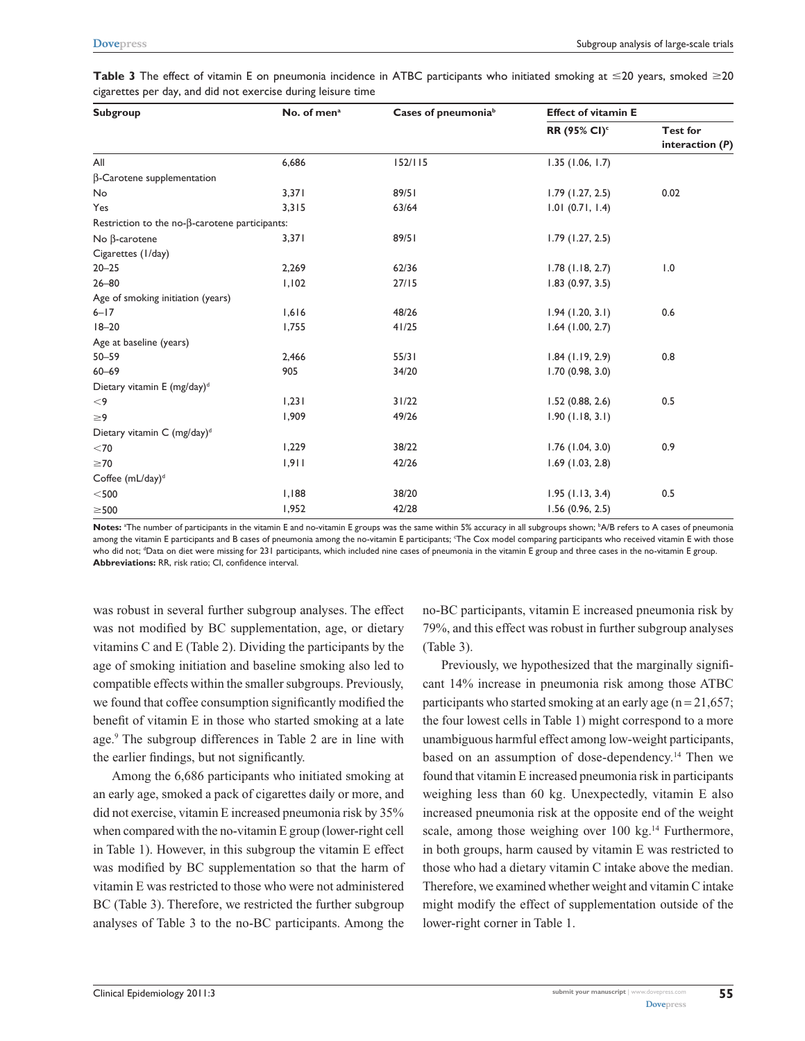**Table 3** The effect of vitamin E on pneumonia incidence in ATBC participants who initiated smoking at ≤20 years, smoked ≥20 cigarettes per day, and did not exercise during leisure time

| Subgroup | No. of men[a] | Cases of pneumonia[b] | Effect of vitamin E | |
|---|---|---|---|---|
| | | | RR (95% CI)[c] | Test for interaction (*P*) |
| All | 6,686 | 152/115 | 1.35 (1.06, 1.7) | |
| β-Carotene supplementation | | | | |
| No | 3,371 | 89/51 | 1.79 (1.27, 2.5) | 0.02 |
| Yes | 3,315 | 63/64 | 1.01 (0.71, 1.4) | |
| Restriction to the no-β-carotene participants: | | | | |
| No β-carotene | 3,371 | 89/51 | 1.79 (1.27, 2.5) | |
| Cigarettes (1/day) | | | | |
| 20–25 | 2,269 | 62/36 | 1.78 (1.18, 2.7) | 1.0 |
| 26–80 | 1,102 | 27/15 | 1.83 (0.97, 3.5) | |
| Age of smoking initiation (years) | | | | |
| 6–17 | 1,616 | 48/26 | 1.94 (1.20, 3.1) | 0.6 |
| 18–20 | 1,755 | 41/25 | 1.64 (1.00, 2.7) | |
| Age at baseline (years) | | | | |
| 50–59 | 2,466 | 55/31 | 1.84 (1.19, 2.9) | 0.8 |
| 60–69 | 905 | 34/20 | 1.70 (0.98, 3.0) | |
| Dietary vitamin E (mg/day)[d] | | | | |
| <9 | 1,231 | 31/22 | 1.52 (0.88, 2.6) | 0.5 |
| ≥9 | 1,909 | 49/26 | 1.90 (1.18, 3.1) | |
| Dietary vitamin C (mg/day)[d] | | | | |
| <70 | 1,229 | 38/22 | 1.76 (1.04, 3.0) | 0.9 |
| ≥70 | 1,911 | 42/26 | 1.69 (1.03, 2.8) | |
| Coffee (mL/day)[d] | | | | |
| <500 | 1,188 | 38/20 | 1.95 (1.13, 3.4) | 0.5 |
| ≥500 | 1,952 | 42/28 | 1.56 (0.96, 2.5) | |

**Notes:** [a]The number of participants in the vitamin E and no-vitamin E groups was the same within 5% accuracy in all subgroups shown; [b]A/B refers to A cases of pneumonia among the vitamin E participants and B cases of pneumonia among the no-vitamin E participants; [c]The Cox model comparing participants who received vitamin E with those who did not; [d]Data on diet were missing for 231 participants, which included nine cases of pneumonia in the vitamin E group and three cases in the no-vitamin E group.
**Abbreviations:** RR, risk ratio; CI, confidence interval.

was robust in several further subgroup analyses. The effect was not modified by BC supplementation, age, or dietary vitamins C and E (Table 2). Dividing the participants by the age of smoking initiation and baseline smoking also led to compatible effects within the smaller subgroups. Previously, we found that coffee consumption significantly modified the benefit of vitamin E in those who started smoking at a late age.[9] The subgroup differences in Table 2 are in line with the earlier findings, but not significantly.

Among the 6,686 participants who initiated smoking at an early age, smoked a pack of cigarettes daily or more, and did not exercise, vitamin E increased pneumonia risk by 35% when compared with the no-vitamin E group (lower-right cell in Table 1). However, in this subgroup the vitamin E effect was modified by BC supplementation so that the harm of vitamin E was restricted to those who were not administered BC (Table 3). Therefore, we restricted the further subgroup analyses of Table 3 to the no-BC participants. Among the no-BC participants, vitamin E increased pneumonia risk by 79%, and this effect was robust in further subgroup analyses (Table 3).

Previously, we hypothesized that the marginally significant 14% increase in pneumonia risk among those ATBC participants who started smoking at an early age (n = 21,657; the four lowest cells in Table 1) might correspond to a more unambiguous harmful effect among low-weight participants, based on an assumption of dose-dependency.[14] Then we found that vitamin E increased pneumonia risk in participants weighing less than 60 kg. Unexpectedly, vitamin E also increased pneumonia risk at the opposite end of the weight scale, among those weighing over 100 kg.[14] Furthermore, in both groups, harm caused by vitamin E was restricted to those who had a dietary vitamin C intake above the median. Therefore, we examined whether weight and vitamin C intake might modify the effect of supplementation outside of the lower-right corner in Table 1.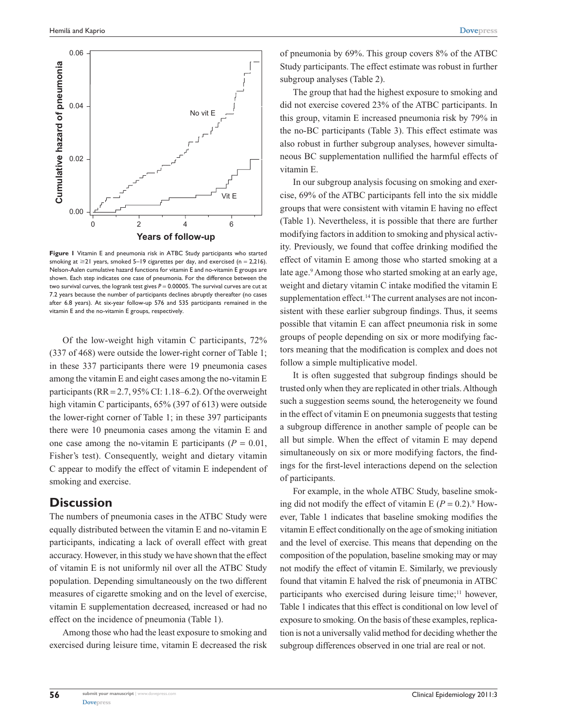Figure 1 Vitamin E and pneumonia risk in ATBC Study participants who started smoking at ≥21 years, smoked 5–19 cigarettes per day, and exercised (n = 2,216). Nelson-Aalen cumulative hazard functions for vitamin E and no-vitamin E groups are shown. Each step indicates one case of pneumonia. For the difference between the two survival curves, the logrank test gives $P = 0.00005$. The survival curves are cut at 7.2 years because the number of participants declines abruptly thereafter (no cases after 6.8 years). At six-year follow-up 576 and 535 participants remained in the vitamin E and the no-vitamin E groups, respectively.

Of the low-weight high vitamin C participants, 72% (337 of 468) were outside the lower-right corner of Table 1; in these 337 participants there were 19 pneumonia cases among the vitamin E and eight cases among the no-vitamin E participants (RR = 2.7, 95% CI: 1.18–6.2). Of the overweight high vitamin C participants, 65% (397 of 613) were outside the lower-right corner of Table 1; in these 397 participants there were 10 pneumonia cases among the vitamin E and one case among the no-vitamin E participants ($P = 0.01$, Fisher's test). Consequently, weight and dietary vitamin C appear to modify the effect of vitamin E independent of smoking and exercise.

## Discussion

The numbers of pneumonia cases in the ATBC Study were equally distributed between the vitamin E and no-vitamin E participants, indicating a lack of overall effect with great accuracy. However, in this study we have shown that the effect of vitamin E is not uniformly nil over all the ATBC Study population. Depending simultaneously on the two different measures of cigarette smoking and on the level of exercise, vitamin E supplementation decreased, increased or had no effect on the incidence of pneumonia (Table 1).

Among those who had the least exposure to smoking and exercised during leisure time, vitamin E decreased the risk of pneumonia by 69%. This group covers 8% of the ATBC Study participants. The effect estimate was robust in further subgroup analyses (Table 2).

The group that had the highest exposure to smoking and did not exercise covered 23% of the ATBC participants. In this group, vitamin E increased pneumonia risk by 79% in the no-BC participants (Table 3). This effect estimate was also robust in further subgroup analyses, however simultaneous BC supplementation nullified the harmful effects of vitamin E.

In our subgroup analysis focusing on smoking and exercise, 69% of the ATBC participants fell into the six middle groups that were consistent with vitamin E having no effect (Table 1). Nevertheless, it is possible that there are further modifying factors in addition to smoking and physical activity. Previously, we found that coffee drinking modified the effect of vitamin E among those who started smoking at a late age.[9] Among those who started smoking at an early age, weight and dietary vitamin C intake modified the vitamin E supplementation effect.[14] The current analyses are not inconsistent with these earlier subgroup findings. Thus, it seems possible that vitamin E can affect pneumonia risk in some groups of people depending on six or more modifying factors meaning that the modification is complex and does not follow a simple multiplicative model.

It is often suggested that subgroup findings should be trusted only when they are replicated in other trials. Although such a suggestion seems sound, the heterogeneity we found in the effect of vitamin E on pneumonia suggests that testing a subgroup difference in another sample of people can be all but simple. When the effect of vitamin E may depend simultaneously on six or more modifying factors, the findings for the first-level interactions depend on the selection of participants.

For example, in the whole ATBC Study, baseline smoking did not modify the effect of vitamin E ($P = 0.2$).[9] However, Table 1 indicates that baseline smoking modifies the vitamin E effect conditionally on the age of smoking initiation and the level of exercise. This means that depending on the composition of the population, baseline smoking may or may not modify the effect of vitamin E. Similarly, we previously found that vitamin E halved the risk of pneumonia in ATBC participants who exercised during leisure time;[11] however, Table 1 indicates that this effect is conditional on low level of exposure to smoking. On the basis of these examples, replication is not a universally valid method for deciding whether the subgroup differences observed in one trial are real or not.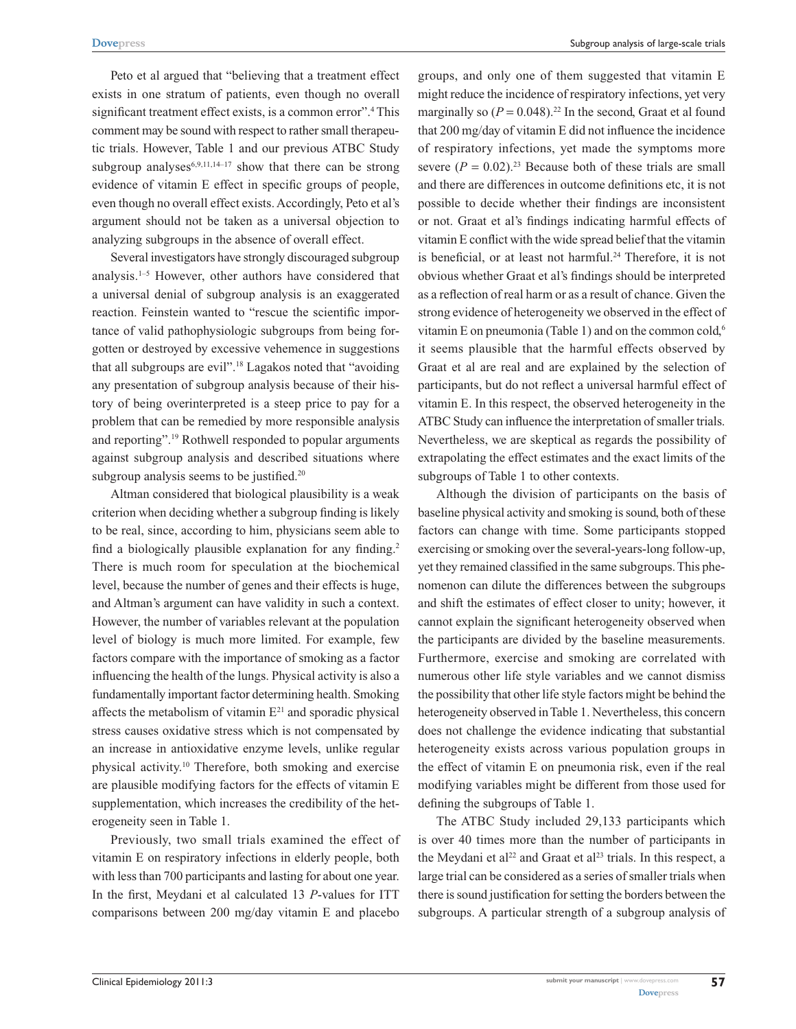Peto et al argued that "believing that a treatment effect exists in one stratum of patients, even though no overall significant treatment effect exists, is a common error".[4] This comment may be sound with respect to rather small therapeutic trials. However, Table 1 and our previous ATBC Study subgroup analyses[6,9,11,14–17] show that there can be strong evidence of vitamin E effect in specific groups of people, even though no overall effect exists. Accordingly, Peto et al's argument should not be taken as a universal objection to analyzing subgroups in the absence of overall effect.

Several investigators have strongly discouraged subgroup analysis.[1–5] However, other authors have considered that a universal denial of subgroup analysis is an exaggerated reaction. Feinstein wanted to "rescue the scientific importance of valid pathophysiologic subgroups from being forgotten or destroyed by excessive vehemence in suggestions that all subgroups are evil".[18] Lagakos noted that "avoiding any presentation of subgroup analysis because of their history of being overinterpreted is a steep price to pay for a problem that can be remedied by more responsible analysis and reporting".[19] Rothwell responded to popular arguments against subgroup analysis and described situations where subgroup analysis seems to be justified.[20]

Altman considered that biological plausibility is a weak criterion when deciding whether a subgroup finding is likely to be real, since, according to him, physicians seem able to find a biologically plausible explanation for any finding.[2] There is much room for speculation at the biochemical level, because the number of genes and their effects is huge, and Altman's argument can have validity in such a context. However, the number of variables relevant at the population level of biology is much more limited. For example, few factors compare with the importance of smoking as a factor influencing the health of the lungs. Physical activity is also a fundamentally important factor determining health. Smoking affects the metabolism of vitamin E[21] and sporadic physical stress causes oxidative stress which is not compensated by an increase in antioxidative enzyme levels, unlike regular physical activity.[10] Therefore, both smoking and exercise are plausible modifying factors for the effects of vitamin E supplementation, which increases the credibility of the heterogeneity seen in Table 1.

Previously, two small trials examined the effect of vitamin E on respiratory infections in elderly people, both with less than 700 participants and lasting for about one year. In the first, Meydani et al calculated 13 *P*-values for ITT comparisons between 200 mg/day vitamin E and placebo groups, and only one of them suggested that vitamin E might reduce the incidence of respiratory infections, yet very marginally so ($P = 0.048$).[22] In the second, Graat et al found that 200 mg/day of vitamin E did not influence the incidence of respiratory infections, yet made the symptoms more severe ($P = 0.02$).[23] Because both of these trials are small and there are differences in outcome definitions etc, it is not possible to decide whether their findings are inconsistent or not. Graat et al's findings indicating harmful effects of vitamin E conflict with the wide spread belief that the vitamin is beneficial, or at least not harmful.[24] Therefore, it is not obvious whether Graat et al's findings should be interpreted as a reflection of real harm or as a result of chance. Given the strong evidence of heterogeneity we observed in the effect of vitamin E on pneumonia (Table 1) and on the common cold,[6] it seems plausible that the harmful effects observed by Graat et al are real and are explained by the selection of participants, but do not reflect a universal harmful effect of vitamin E. In this respect, the observed heterogeneity in the ATBC Study can influence the interpretation of smaller trials. Nevertheless, we are skeptical as regards the possibility of extrapolating the effect estimates and the exact limits of the subgroups of Table 1 to other contexts.

Although the division of participants on the basis of baseline physical activity and smoking is sound, both of these factors can change with time. Some participants stopped exercising or smoking over the several-years-long follow-up, yet they remained classified in the same subgroups. This phenomenon can dilute the differences between the subgroups and shift the estimates of effect closer to unity; however, it cannot explain the significant heterogeneity observed when the participants are divided by the baseline measurements. Furthermore, exercise and smoking are correlated with numerous other life style variables and we cannot dismiss the possibility that other life style factors might be behind the heterogeneity observed in Table 1. Nevertheless, this concern does not challenge the evidence indicating that substantial heterogeneity exists across various population groups in the effect of vitamin E on pneumonia risk, even if the real modifying variables might be different from those used for defining the subgroups of Table 1.

The ATBC Study included 29,133 participants which is over 40 times more than the number of participants in the Meydani et al[22] and Graat et al[23] trials. In this respect, a large trial can be considered as a series of smaller trials when there is sound justification for setting the borders between the subgroups. A particular strength of a subgroup analysis of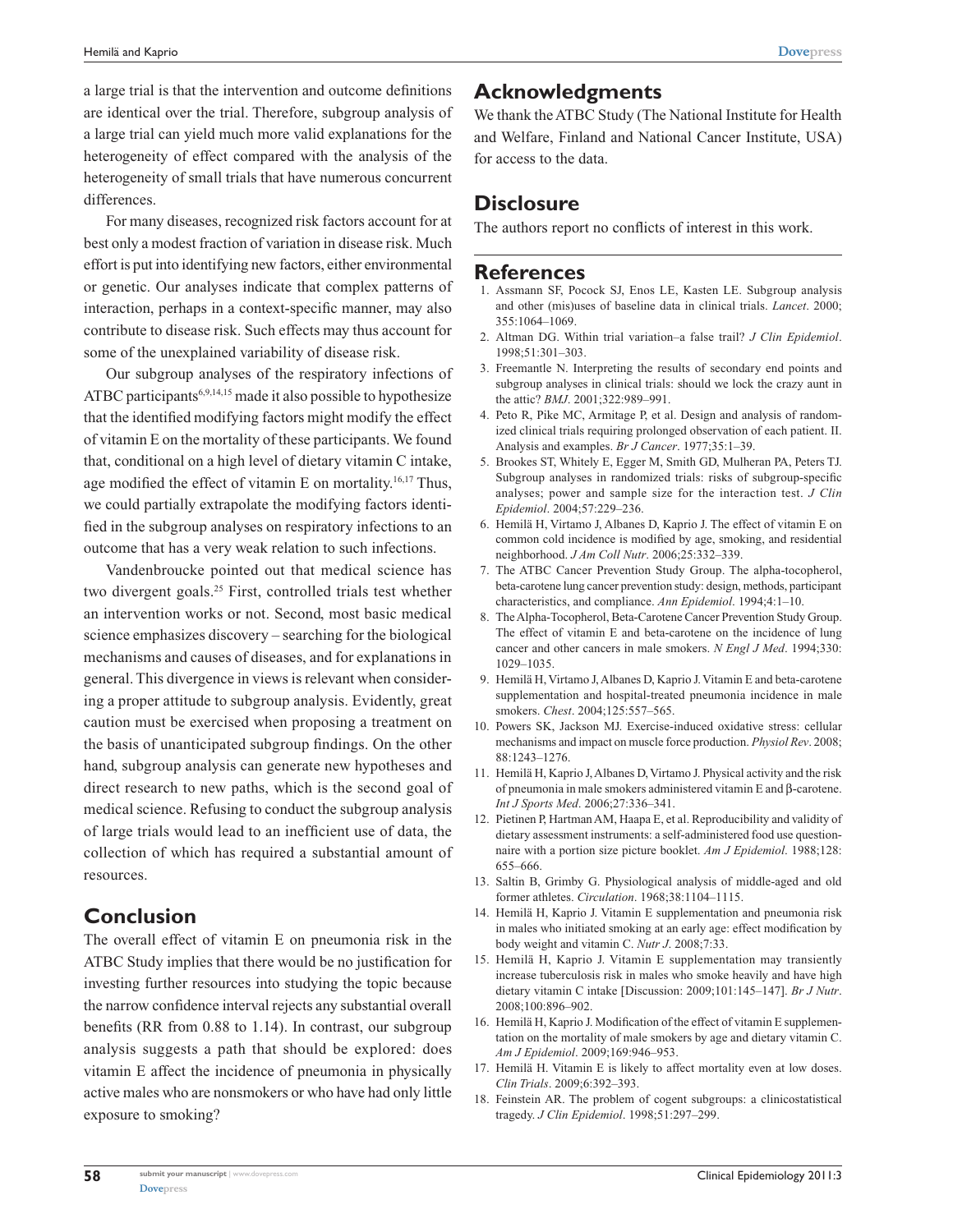a large trial is that the intervention and outcome definitions are identical over the trial. Therefore, subgroup analysis of a large trial can yield much more valid explanations for the heterogeneity of effect compared with the analysis of the heterogeneity of small trials that have numerous concurrent differences.

For many diseases, recognized risk factors account for at best only a modest fraction of variation in disease risk. Much effort is put into identifying new factors, either environmental or genetic. Our analyses indicate that complex patterns of interaction, perhaps in a context-specific manner, may also contribute to disease risk. Such effects may thus account for some of the unexplained variability of disease risk.

Our subgroup analyses of the respiratory infections of ATBC participants[6,9,14,15] made it also possible to hypothesize that the identified modifying factors might modify the effect of vitamin E on the mortality of these participants. We found that, conditional on a high level of dietary vitamin C intake, age modified the effect of vitamin E on mortality.[16,17] Thus, we could partially extrapolate the modifying factors identified in the subgroup analyses on respiratory infections to an outcome that has a very weak relation to such infections.

Vandenbroucke pointed out that medical science has two divergent goals.[25] First, controlled trials test whether an intervention works or not. Second, most basic medical science emphasizes discovery – searching for the biological mechanisms and causes of diseases, and for explanations in general. This divergence in views is relevant when considering a proper attitude to subgroup analysis. Evidently, great caution must be exercised when proposing a treatment on the basis of unanticipated subgroup findings. On the other hand, subgroup analysis can generate new hypotheses and direct research to new paths, which is the second goal of medical science. Refusing to conduct the subgroup analysis of large trials would lead to an inefficient use of data, the collection of which has required a substantial amount of resources.

## Conclusion

The overall effect of vitamin E on pneumonia risk in the ATBC Study implies that there would be no justification for investing further resources into studying the topic because the narrow confidence interval rejects any substantial overall benefits (RR from 0.88 to 1.14). In contrast, our subgroup analysis suggests a path that should be explored: does vitamin E affect the incidence of pneumonia in physically active males who are nonsmokers or who have had only little exposure to smoking?

## Acknowledgments

We thank the ATBC Study (The National Institute for Health and Welfare, Finland and National Cancer Institute, USA) for access to the data.

## Disclosure

The authors report no conflicts of interest in this work.

## References

1. Assmann SF, Pocock SJ, Enos LE, Kasten LE. Subgroup analysis and other (mis)uses of baseline data in clinical trials. *Lancet*. 2000; 355:1064–1069.
2. Altman DG. Within trial variation–a false trail? *J Clin Epidemiol*. 1998;51:301–303.
3. Freemantle N. Interpreting the results of secondary end points and subgroup analyses in clinical trials: should we lock the crazy aunt in the attic? *BMJ*. 2001;322:989–991.
4. Peto R, Pike MC, Armitage P, et al. Design and analysis of randomized clinical trials requiring prolonged observation of each patient. II. Analysis and examples. *Br J Cancer*. 1977;35:1–39.
5. Brookes ST, Whitely E, Egger M, Smith GD, Mulheran PA, Peters TJ. Subgroup analyses in randomized trials: risks of subgroup-specific analyses; power and sample size for the interaction test. *J Clin Epidemiol*. 2004;57:229–236.
6. Hemilä H, Virtamo J, Albanes D, Kaprio J. The effect of vitamin E on common cold incidence is modified by age, smoking, and residential neighborhood. *J Am Coll Nutr*. 2006;25:332–339.
7. The ATBC Cancer Prevention Study Group. The alpha-tocopherol, beta-carotene lung cancer prevention study: design, methods, participant characteristics, and compliance. *Ann Epidemiol*. 1994;4:1–10.
8. The Alpha-Tocopherol, Beta-Carotene Cancer Prevention Study Group. The effect of vitamin E and beta-carotene on the incidence of lung cancer and other cancers in male smokers. *N Engl J Med*. 1994;330: 1029–1035.
9. Hemilä H, Virtamo J, Albanes D, Kaprio J. Vitamin E and beta-carotene supplementation and hospital-treated pneumonia incidence in male smokers. *Chest*. 2004;125:557–565.
10. Powers SK, Jackson MJ. Exercise-induced oxidative stress: cellular mechanisms and impact on muscle force production. *Physiol Rev*. 2008; 88:1243–1276.
11. Hemilä H, Kaprio J, Albanes D, Virtamo J. Physical activity and the risk of pneumonia in male smokers administered vitamin E and β-carotene. *Int J Sports Med*. 2006;27:336–341.
12. Pietinen P, Hartman AM, Haapa E, et al. Reproducibility and validity of dietary assessment instruments: a self-administered food use questionnaire with a portion size picture booklet. *Am J Epidemiol*. 1988;128: 655–666.
13. Saltin B, Grimby G. Physiological analysis of middle-aged and old former athletes. *Circulation*. 1968;38:1104–1115.
14. Hemilä H, Kaprio J. Vitamin E supplementation and pneumonia risk in males who initiated smoking at an early age: effect modification by body weight and vitamin C. *Nutr J*. 2008;7:33.
15. Hemilä H, Kaprio J. Vitamin E supplementation may transiently increase tuberculosis risk in males who smoke heavily and have high dietary vitamin C intake [Discussion: 2009;101:145–147]. *Br J Nutr*. 2008;100:896–902.
16. Hemilä H, Kaprio J. Modification of the effect of vitamin E supplementation on the mortality of male smokers by age and dietary vitamin C. *Am J Epidemiol*. 2009;169:946–953.
17. Hemilä H. Vitamin E is likely to affect mortality even at low doses. *Clin Trials*. 2009;6:392–393.
18. Feinstein AR. The problem of cogent subgroups: a clinicostatistical tragedy. *J Clin Epidemiol*. 1998;51:297–299.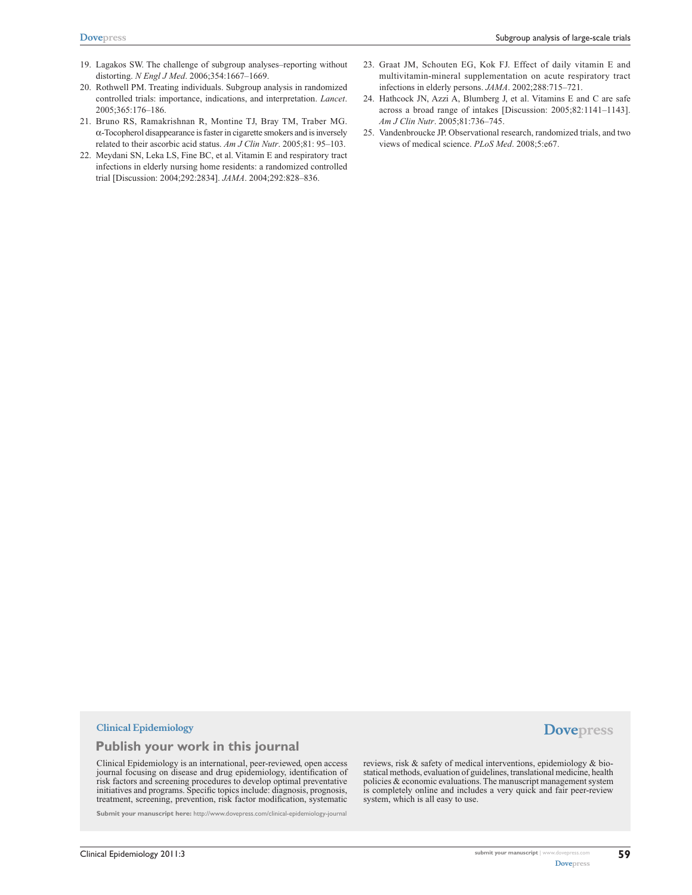19. Lagakos SW. The challenge of subgroup analyses–reporting without distorting. *N Engl J Med*. 2006;354:1667–1669.
20. Rothwell PM. Treating individuals. Subgroup analysis in randomized controlled trials: importance, indications, and interpretation. *Lancet*. 2005;365:176–186.
21. Bruno RS, Ramakrishnan R, Montine TJ, Bray TM, Traber MG. α-Tocopherol disappearance is faster in cigarette smokers and is inversely related to their ascorbic acid status. *Am J Clin Nutr*. 2005;81: 95–103.
22. Meydani SN, Leka LS, Fine BC, et al. Vitamin E and respiratory tract infections in elderly nursing home residents: a randomized controlled trial [Discussion: 2004;292:2834]. *JAMA*. 2004;292:828–836.
23. Graat JM, Schouten EG, Kok FJ. Effect of daily vitamin E and multivitamin-mineral supplementation on acute respiratory tract infections in elderly persons. *JAMA*. 2002;288:715–721.
24. Hathcock JN, Azzi A, Blumberg J, et al. Vitamins E and C are safe across a broad range of intakes [Discussion: 2005;82:1141–1143]. *Am J Clin Nutr*. 2005;81:736–745.
25. Vandenbroucke JP. Observational research, randomized trials, and two views of medical science. *PLoS Med*. 2008;5:e67.

**Clinical Epidemiology**

**Dovepress**

## Publish your work in this journal

Clinical Epidemiology is an international, peer-reviewed, open access journal focusing on disease and drug epidemiology, identification of risk factors and screening procedures to develop optimal preventative initiatives and programs. Specific topics include: diagnosis, prognosis, treatment, screening, prevention, risk factor modification, systematic reviews, risk & safety of medical interventions, epidemiology & biostatical methods, evaluation of guidelines, translational medicine, health policies & economic evaluations. The manuscript management system is completely online and includes a very quick and fair peer-review system, which is all easy to use.

**Submit your manuscript here:** http://www.dovepress.com/clinical-epidemiology-journal